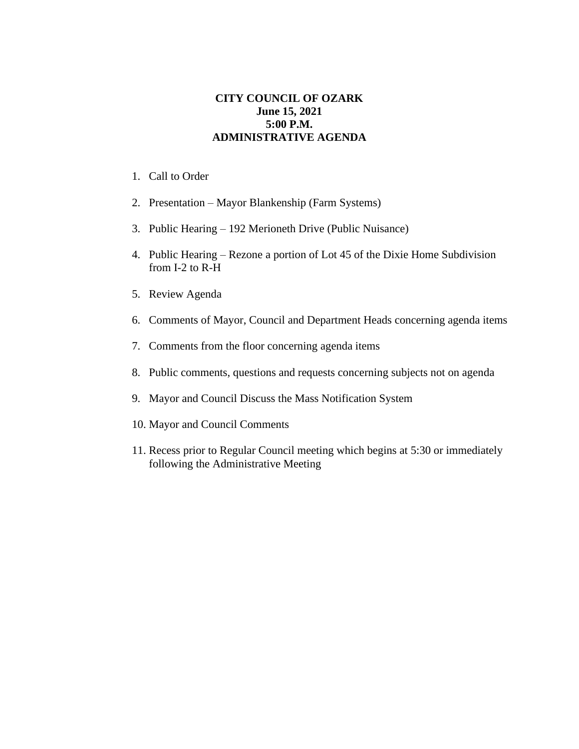# CITY COUNCIL OF OZARK
## June 15, 2021
## 5:00 P.M.
## ADMINISTRATIVE AGENDA

1. Call to Order
2. Presentation – Mayor Blankenship (Farm Systems)
3. Public Hearing – 192 Merioneth Drive (Public Nuisance)
4. Public Hearing – Rezone a portion of Lot 45 of the Dixie Home Subdivision from I-2 to R-H
5. Review Agenda
6. Comments of Mayor, Council and Department Heads concerning agenda items
7. Comments from the floor concerning agenda items
8. Public comments, questions and requests concerning subjects not on agenda
9. Mayor and Council Discuss the Mass Notification System
10. Mayor and Council Comments
11. Recess prior to Regular Council meeting which begins at 5:30 or immediately following the Administrative Meeting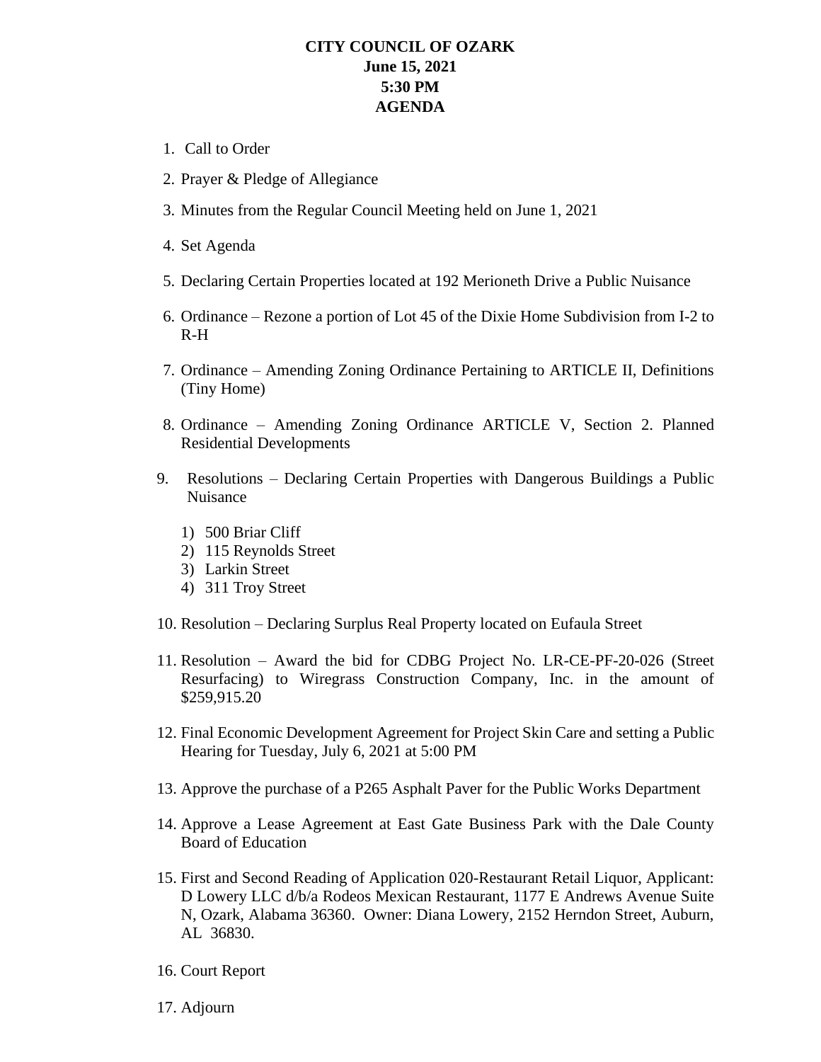# CITY COUNCIL OF OZARK
## June 15, 2021
## 5:30 PM
## AGENDA

1. Call to Order
2. Prayer & Pledge of Allegiance
3. Minutes from the Regular Council Meeting held on June 1, 2021
4. Set Agenda
5. Declaring Certain Properties located at 192 Merioneth Drive a Public Nuisance
6. Ordinance – Rezone a portion of Lot 45 of the Dixie Home Subdivision from I-2 to R-H
7. Ordinance – Amending Zoning Ordinance Pertaining to ARTICLE II, Definitions (Tiny Home)
8. Ordinance – Amending Zoning Ordinance ARTICLE V, Section 2. Planned Residential Developments
9. Resolutions – Declaring Certain Properties with Dangerous Buildings a Public Nuisance
   1) 500 Briar Cliff
   2) 115 Reynolds Street
   3) Larkin Street
   4) 311 Troy Street
10. Resolution – Declaring Surplus Real Property located on Eufaula Street
11. Resolution – Award the bid for CDBG Project No. LR-CE-PF-20-026 (Street Resurfacing) to Wiregrass Construction Company, Inc. in the amount of $259,915.20
12. Final Economic Development Agreement for Project Skin Care and setting a Public Hearing for Tuesday, July 6, 2021 at 5:00 PM
13. Approve the purchase of a P265 Asphalt Paver for the Public Works Department
14. Approve a Lease Agreement at East Gate Business Park with the Dale County Board of Education
15. First and Second Reading of Application 020-Restaurant Retail Liquor, Applicant: D Lowery LLC d/b/a Rodeos Mexican Restaurant, 1177 E Andrews Avenue Suite N, Ozark, Alabama 36360. Owner: Diana Lowery, 2152 Herndon Street, Auburn, AL 36830.
16. Court Report
17. Adjourn